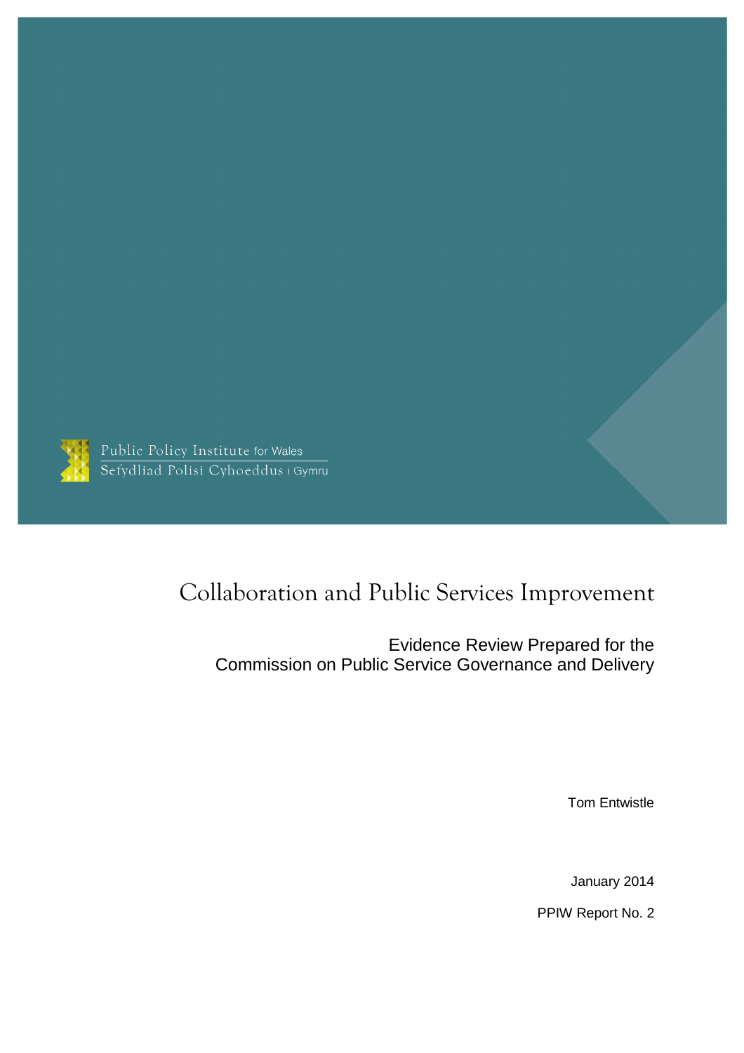Public Policy Institute for Wales
Sefydliad Polisi Cyhoeddus i Gymru

# Collaboration and Public Services Improvement

Evidence Review Prepared for the Commission on Public Service Governance and Delivery

Tom Entwistle

January 2014

PPIW Report No. 2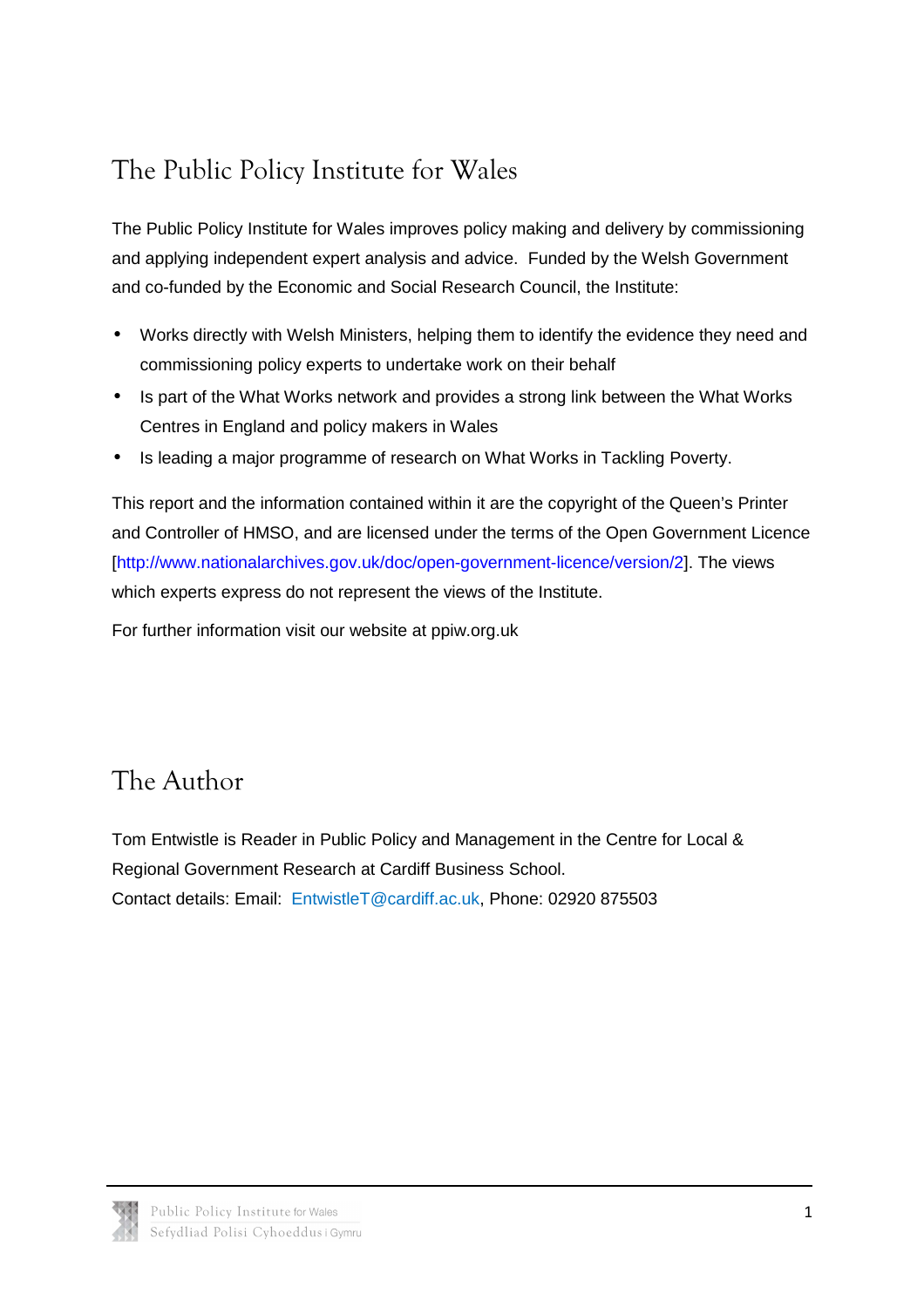## The Public Policy Institute for Wales

The Public Policy Institute for Wales improves policy making and delivery by commissioning and applying independent expert analysis and advice. Funded by the Welsh Government and co-funded by the Economic and Social Research Council, the Institute:

- Works directly with Welsh Ministers, helping them to identify the evidence they need and commissioning policy experts to undertake work on their behalf
- Is part of the What Works network and provides a strong link between the What Works Centres in England and policy makers in Wales
- Is leading a major programme of research on What Works in Tackling Poverty.

This report and the information contained within it are the copyright of the Queen's Printer and Controller of HMSO, and are licensed under the terms of the Open Government Licence [http://www.nationalarchives.gov.uk/doc/open-government-licence/version/2]. The views which experts express do not represent the views of the Institute.

For further information visit our website at ppiw.org.uk

## The Author

Tom Entwistle is Reader in Public Policy and Management in the Centre for Local & Regional Government Research at Cardiff Business School.
Contact details: Email: EntwistleT@cardiff.ac.uk, Phone: 02920 875503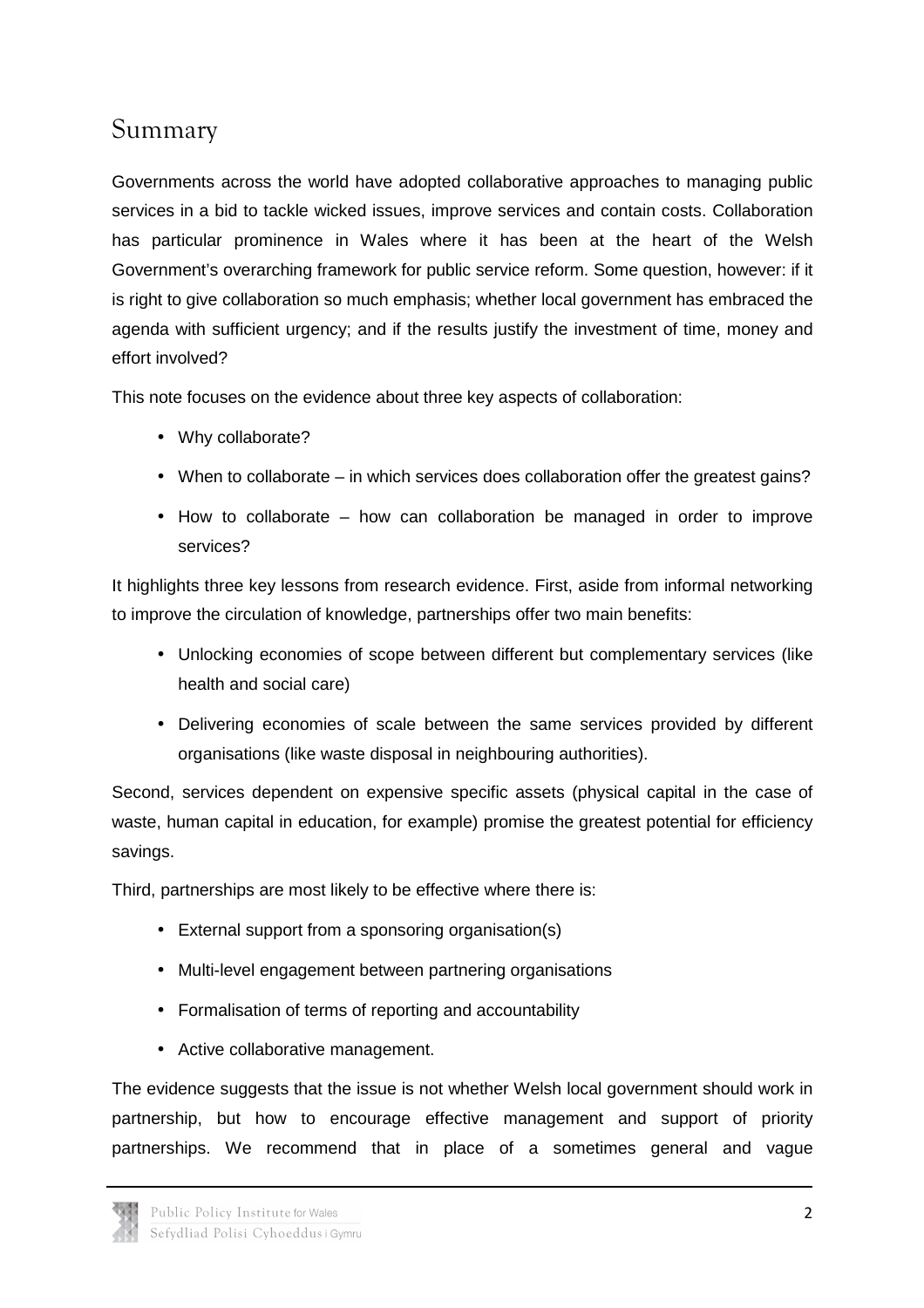## Summary

Governments across the world have adopted collaborative approaches to managing public services in a bid to tackle wicked issues, improve services and contain costs. Collaboration has particular prominence in Wales where it has been at the heart of the Welsh Government's overarching framework for public service reform. Some question, however: if it is right to give collaboration so much emphasis; whether local government has embraced the agenda with sufficient urgency; and if the results justify the investment of time, money and effort involved?

This note focuses on the evidence about three key aspects of collaboration:

- Why collaborate?
- When to collaborate – in which services does collaboration offer the greatest gains?
- How to collaborate – how can collaboration be managed in order to improve services?

It highlights three key lessons from research evidence. First, aside from informal networking to improve the circulation of knowledge, partnerships offer two main benefits:

- Unlocking economies of scope between different but complementary services (like health and social care)
- Delivering economies of scale between the same services provided by different organisations (like waste disposal in neighbouring authorities).

Second, services dependent on expensive specific assets (physical capital in the case of waste, human capital in education, for example) promise the greatest potential for efficiency savings.

Third, partnerships are most likely to be effective where there is:

- External support from a sponsoring organisation(s)
- Multi-level engagement between partnering organisations
- Formalisation of terms of reporting and accountability
- Active collaborative management.

The evidence suggests that the issue is not whether Welsh local government should work in partnership, but how to encourage effective management and support of priority partnerships. We recommend that in place of a sometimes general and vague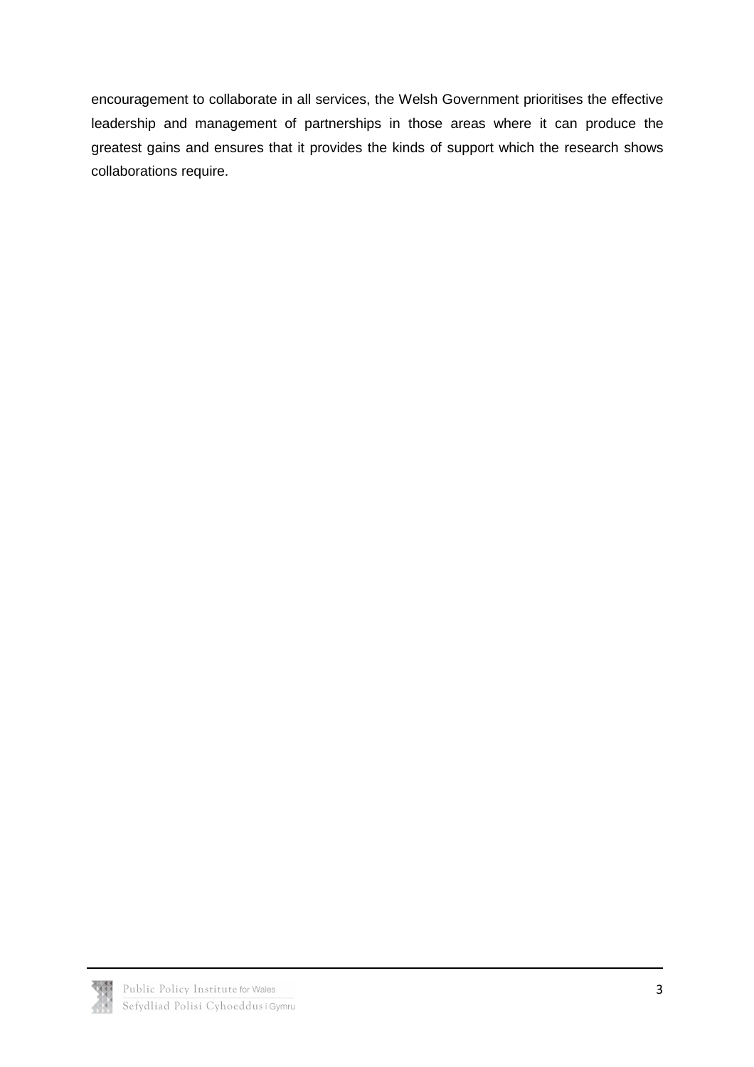encouragement to collaborate in all services, the Welsh Government prioritises the effective leadership and management of partnerships in those areas where it can produce the greatest gains and ensures that it provides the kinds of support which the research shows collaborations require.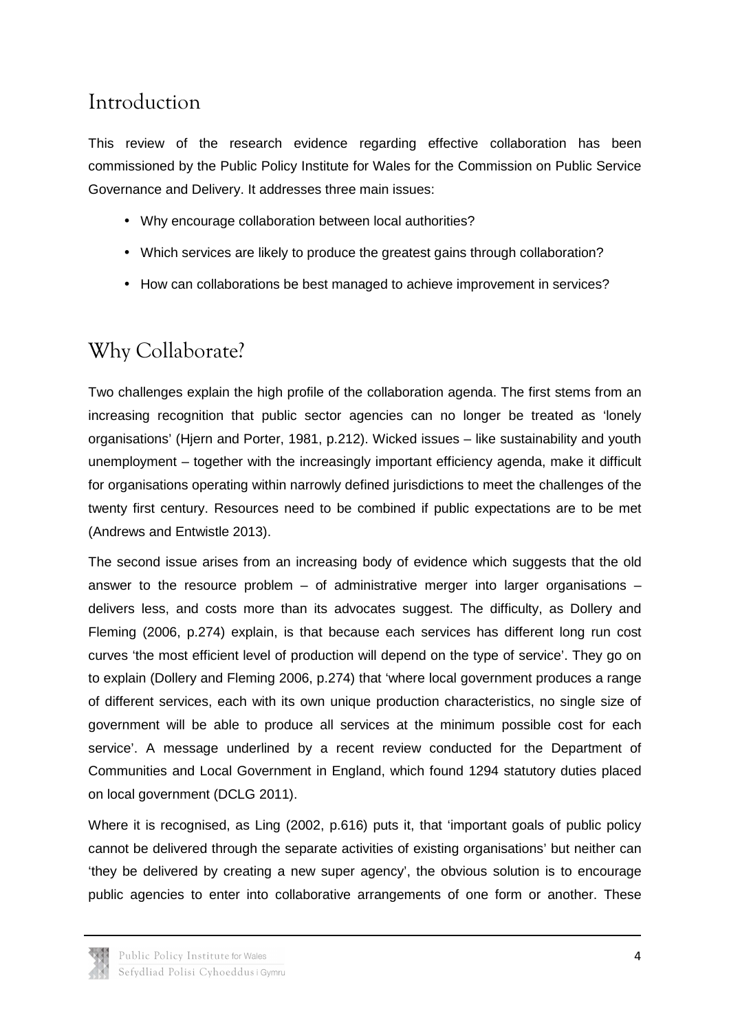# Introduction

This review of the research evidence regarding effective collaboration has been commissioned by the Public Policy Institute for Wales for the Commission on Public Service Governance and Delivery. It addresses three main issues:

- Why encourage collaboration between local authorities?
- Which services are likely to produce the greatest gains through collaboration?
- How can collaborations be best managed to achieve improvement in services?

# Why Collaborate?

Two challenges explain the high profile of the collaboration agenda. The first stems from an increasing recognition that public sector agencies can no longer be treated as 'lonely organisations' (Hjern and Porter, 1981, p.212). Wicked issues – like sustainability and youth unemployment – together with the increasingly important efficiency agenda, make it difficult for organisations operating within narrowly defined jurisdictions to meet the challenges of the twenty first century. Resources need to be combined if public expectations are to be met (Andrews and Entwistle 2013).

The second issue arises from an increasing body of evidence which suggests that the old answer to the resource problem – of administrative merger into larger organisations – delivers less, and costs more than its advocates suggest. The difficulty, as Dollery and Fleming (2006, p.274) explain, is that because each services has different long run cost curves 'the most efficient level of production will depend on the type of service'. They go on to explain (Dollery and Fleming 2006, p.274) that 'where local government produces a range of different services, each with its own unique production characteristics, no single size of government will be able to produce all services at the minimum possible cost for each service'. A message underlined by a recent review conducted for the Department of Communities and Local Government in England, which found 1294 statutory duties placed on local government (DCLG 2011).

Where it is recognised, as Ling (2002, p.616) puts it, that 'important goals of public policy cannot be delivered through the separate activities of existing organisations' but neither can 'they be delivered by creating a new super agency', the obvious solution is to encourage public agencies to enter into collaborative arrangements of one form or another. These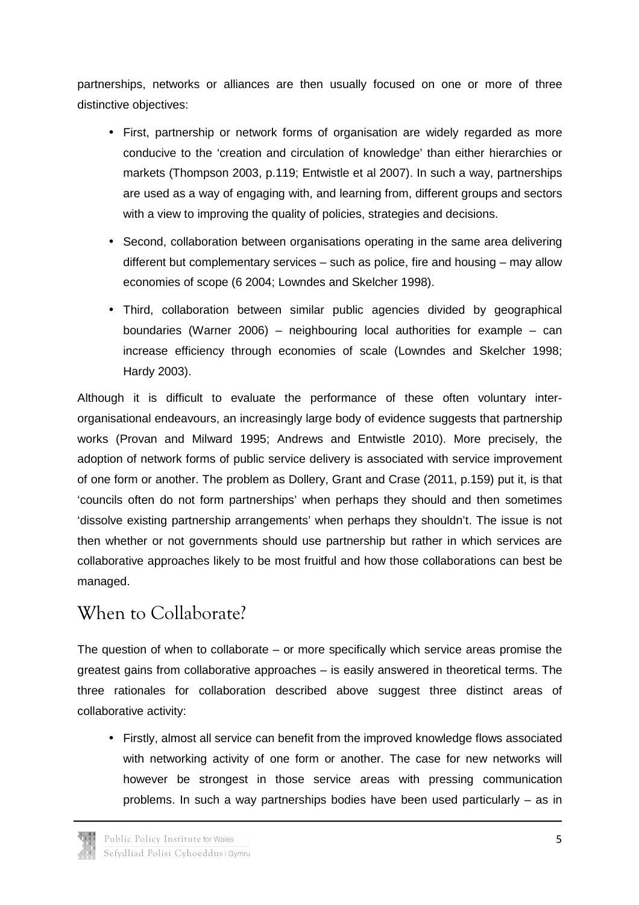partnerships, networks or alliances are then usually focused on one or more of three distinctive objectives:

- First, partnership or network forms of organisation are widely regarded as more conducive to the 'creation and circulation of knowledge' than either hierarchies or markets (Thompson 2003, p.119; Entwistle et al 2007). In such a way, partnerships are used as a way of engaging with, and learning from, different groups and sectors with a view to improving the quality of policies, strategies and decisions.
- Second, collaboration between organisations operating in the same area delivering different but complementary services – such as police, fire and housing – may allow economies of scope (6 2004; Lowndes and Skelcher 1998).
- Third, collaboration between similar public agencies divided by geographical boundaries (Warner 2006) – neighbouring local authorities for example – can increase efficiency through economies of scale (Lowndes and Skelcher 1998; Hardy 2003).

Although it is difficult to evaluate the performance of these often voluntary inter-organisational endeavours, an increasingly large body of evidence suggests that partnership works (Provan and Milward 1995; Andrews and Entwistle 2010). More precisely, the adoption of network forms of public service delivery is associated with service improvement of one form or another. The problem as Dollery, Grant and Crase (2011, p.159) put it, is that 'councils often do not form partnerships' when perhaps they should and then sometimes 'dissolve existing partnership arrangements' when perhaps they shouldn't. The issue is not then whether or not governments should use partnership but rather in which services are collaborative approaches likely to be most fruitful and how those collaborations can best be managed.

## When to Collaborate?

The question of when to collaborate – or more specifically which service areas promise the greatest gains from collaborative approaches – is easily answered in theoretical terms. The three rationales for collaboration described above suggest three distinct areas of collaborative activity:

- Firstly, almost all service can benefit from the improved knowledge flows associated with networking activity of one form or another. The case for new networks will however be strongest in those service areas with pressing communication problems. In such a way partnerships bodies have been used particularly – as in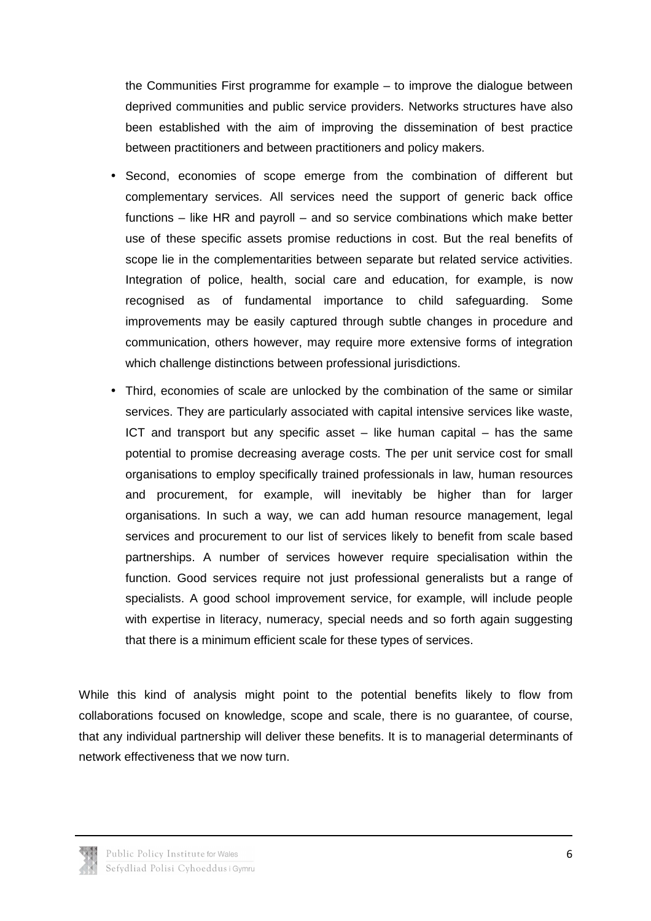the Communities First programme for example – to improve the dialogue between deprived communities and public service providers. Networks structures have also been established with the aim of improving the dissemination of best practice between practitioners and between practitioners and policy makers.

- Second, economies of scope emerge from the combination of different but complementary services. All services need the support of generic back office functions – like HR and payroll – and so service combinations which make better use of these specific assets promise reductions in cost. But the real benefits of scope lie in the complementarities between separate but related service activities. Integration of police, health, social care and education, for example, is now recognised as of fundamental importance to child safeguarding. Some improvements may be easily captured through subtle changes in procedure and communication, others however, may require more extensive forms of integration which challenge distinctions between professional jurisdictions.
- Third, economies of scale are unlocked by the combination of the same or similar services. They are particularly associated with capital intensive services like waste, ICT and transport but any specific asset – like human capital – has the same potential to promise decreasing average costs. The per unit service cost for small organisations to employ specifically trained professionals in law, human resources and procurement, for example, will inevitably be higher than for larger organisations. In such a way, we can add human resource management, legal services and procurement to our list of services likely to benefit from scale based partnerships. A number of services however require specialisation within the function. Good services require not just professional generalists but a range of specialists. A good school improvement service, for example, will include people with expertise in literacy, numeracy, special needs and so forth again suggesting that there is a minimum efficient scale for these types of services.

While this kind of analysis might point to the potential benefits likely to flow from collaborations focused on knowledge, scope and scale, there is no guarantee, of course, that any individual partnership will deliver these benefits. It is to managerial determinants of network effectiveness that we now turn.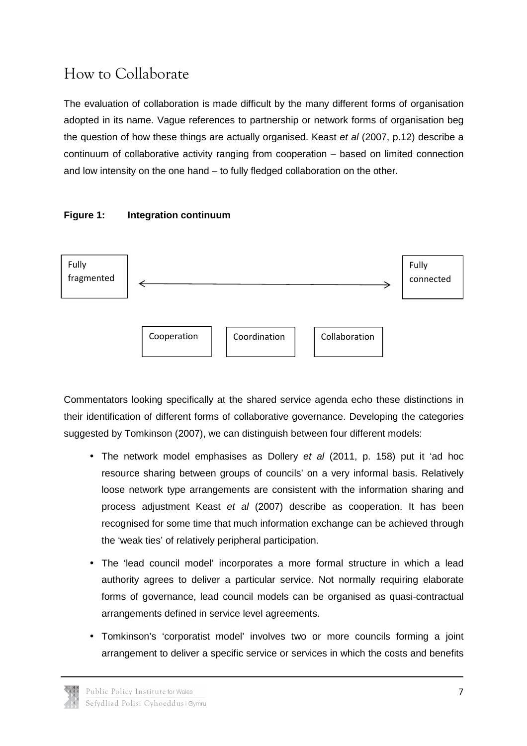## How to Collaborate

The evaluation of collaboration is made difficult by the many different forms of organisation adopted in its name. Vague references to partnership or network forms of organisation beg the question of how these things are actually organised. Keast *et al* (2007, p.12) describe a continuum of collaborative activity ranging from cooperation – based on limited connection and low intensity on the one hand – to fully fledged collaboration on the other.

**Figure 1: Integration continuum**

Fully fragmented ⟷ Fully connected

Cooperation | Coordination | Collaboration

Commentators looking specifically at the shared service agenda echo these distinctions in their identification of different forms of collaborative governance. Developing the categories suggested by Tomkinson (2007), we can distinguish between four different models:

- The network model emphasises as Dollery *et al* (2011, p. 158) put it 'ad hoc resource sharing between groups of councils' on a very informal basis. Relatively loose network type arrangements are consistent with the information sharing and process adjustment Keast *et al* (2007) describe as cooperation. It has been recognised for some time that much information exchange can be achieved through the 'weak ties' of relatively peripheral participation.
- The 'lead council model' incorporates a more formal structure in which a lead authority agrees to deliver a particular service. Not normally requiring elaborate forms of governance, lead council models can be organised as quasi-contractual arrangements defined in service level agreements.
- Tomkinson's 'corporatist model' involves two or more councils forming a joint arrangement to deliver a specific service or services in which the costs and benefits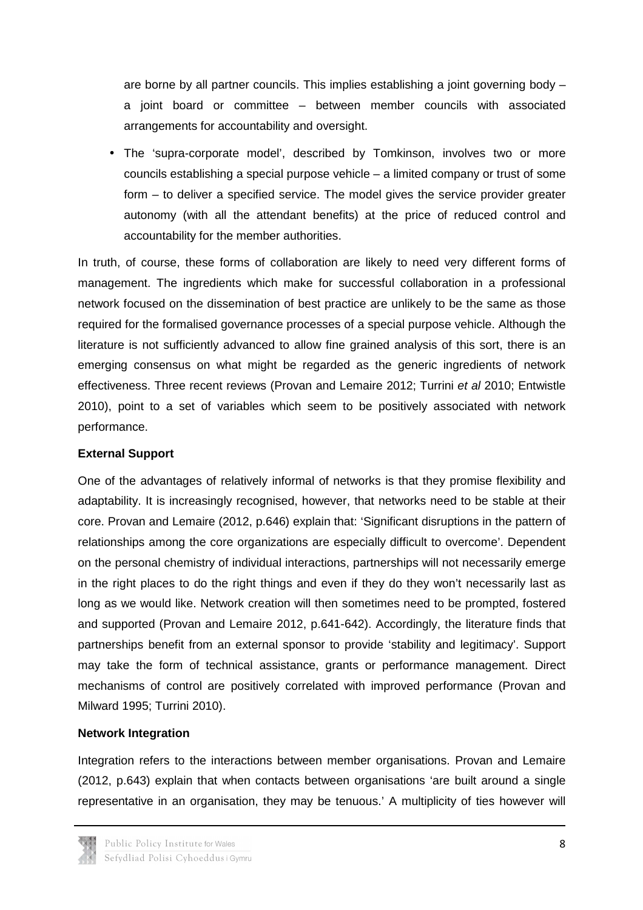are borne by all partner councils. This implies establishing a joint governing body – a joint board or committee – between member councils with associated arrangements for accountability and oversight.

- The 'supra-corporate model', described by Tomkinson, involves two or more councils establishing a special purpose vehicle – a limited company or trust of some form – to deliver a specified service. The model gives the service provider greater autonomy (with all the attendant benefits) at the price of reduced control and accountability for the member authorities.

In truth, of course, these forms of collaboration are likely to need very different forms of management. The ingredients which make for successful collaboration in a professional network focused on the dissemination of best practice are unlikely to be the same as those required for the formalised governance processes of a special purpose vehicle. Although the literature is not sufficiently advanced to allow fine grained analysis of this sort, there is an emerging consensus on what might be regarded as the generic ingredients of network effectiveness. Three recent reviews (Provan and Lemaire 2012; Turrini *et al* 2010; Entwistle 2010), point to a set of variables which seem to be positively associated with network performance.

**External Support**

One of the advantages of relatively informal of networks is that they promise flexibility and adaptability. It is increasingly recognised, however, that networks need to be stable at their core. Provan and Lemaire (2012, p.646) explain that: 'Significant disruptions in the pattern of relationships among the core organizations are especially difficult to overcome'. Dependent on the personal chemistry of individual interactions, partnerships will not necessarily emerge in the right places to do the right things and even if they do they won't necessarily last as long as we would like. Network creation will then sometimes need to be prompted, fostered and supported (Provan and Lemaire 2012, p.641-642). Accordingly, the literature finds that partnerships benefit from an external sponsor to provide 'stability and legitimacy'. Support may take the form of technical assistance, grants or performance management. Direct mechanisms of control are positively correlated with improved performance (Provan and Milward 1995; Turrini 2010).

**Network Integration**

Integration refers to the interactions between member organisations. Provan and Lemaire (2012, p.643) explain that when contacts between organisations 'are built around a single representative in an organisation, they may be tenuous.' A multiplicity of ties however will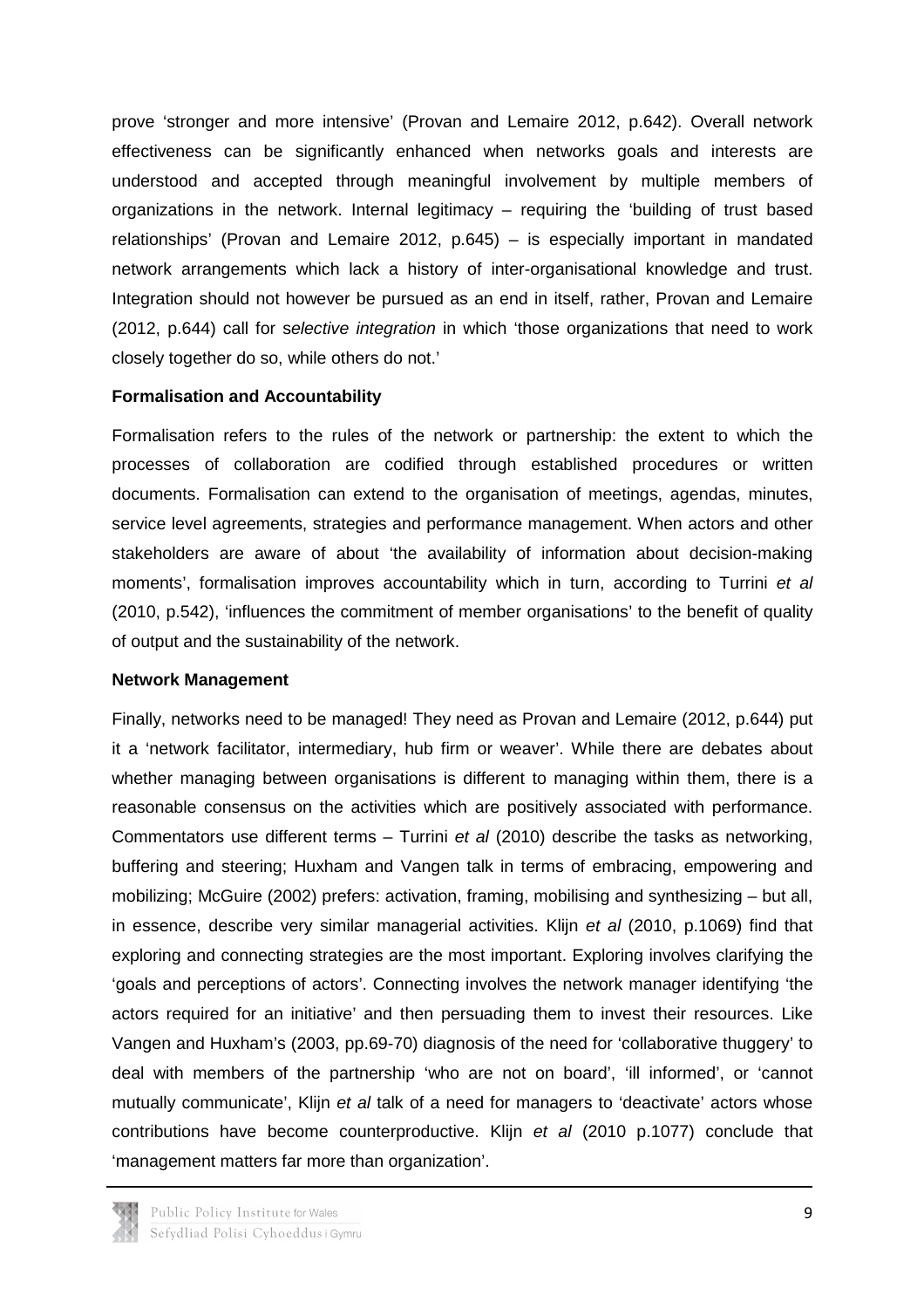prove 'stronger and more intensive' (Provan and Lemaire 2012, p.642). Overall network effectiveness can be significantly enhanced when networks goals and interests are understood and accepted through meaningful involvement by multiple members of organizations in the network. Internal legitimacy – requiring the 'building of trust based relationships' (Provan and Lemaire 2012, p.645) – is especially important in mandated network arrangements which lack a history of inter-organisational knowledge and trust. Integration should not however be pursued as an end in itself, rather, Provan and Lemaire (2012, p.644) call for s*elective integration* in which 'those organizations that need to work closely together do so, while others do not.'

**Formalisation and Accountability**

Formalisation refers to the rules of the network or partnership: the extent to which the processes of collaboration are codified through established procedures or written documents. Formalisation can extend to the organisation of meetings, agendas, minutes, service level agreements, strategies and performance management. When actors and other stakeholders are aware of about 'the availability of information about decision-making moments', formalisation improves accountability which in turn, according to Turrini *et al* (2010, p.542), 'influences the commitment of member organisations' to the benefit of quality of output and the sustainability of the network.

**Network Management**

Finally, networks need to be managed! They need as Provan and Lemaire (2012, p.644) put it a 'network facilitator, intermediary, hub firm or weaver'. While there are debates about whether managing between organisations is different to managing within them, there is a reasonable consensus on the activities which are positively associated with performance. Commentators use different terms – Turrini *et al* (2010) describe the tasks as networking, buffering and steering; Huxham and Vangen talk in terms of embracing, empowering and mobilizing; McGuire (2002) prefers: activation, framing, mobilising and synthesizing – but all, in essence, describe very similar managerial activities. Klijn *et al* (2010, p.1069) find that exploring and connecting strategies are the most important. Exploring involves clarifying the 'goals and perceptions of actors'. Connecting involves the network manager identifying 'the actors required for an initiative' and then persuading them to invest their resources. Like Vangen and Huxham's (2003, pp.69-70) diagnosis of the need for 'collaborative thuggery' to deal with members of the partnership 'who are not on board', 'ill informed', or 'cannot mutually communicate', Klijn *et al* talk of a need for managers to 'deactivate' actors whose contributions have become counterproductive. Klijn *et al* (2010 p.1077) conclude that 'management matters far more than organization'.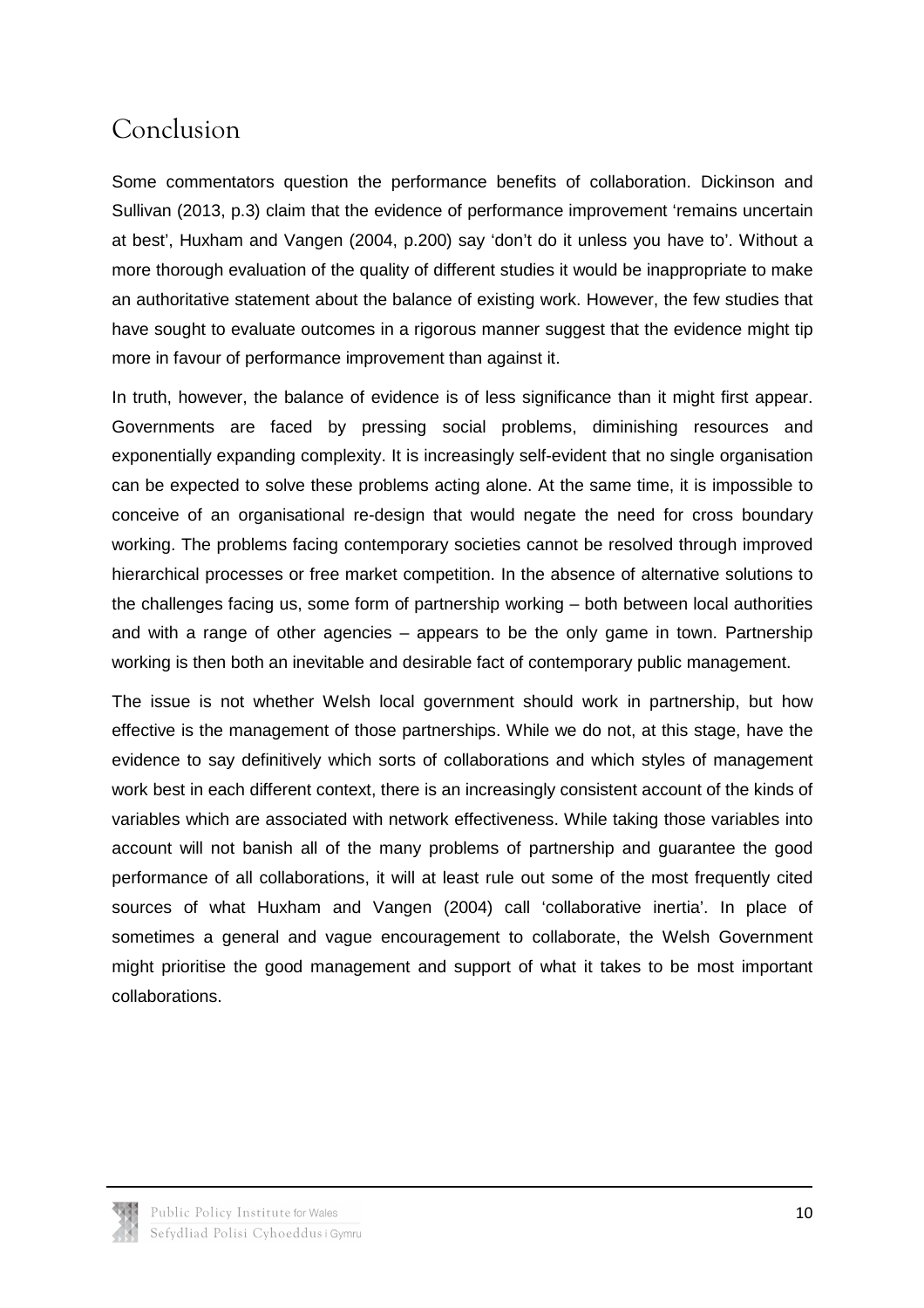# Conclusion

Some commentators question the performance benefits of collaboration. Dickinson and Sullivan (2013, p.3) claim that the evidence of performance improvement 'remains uncertain at best', Huxham and Vangen (2004, p.200) say 'don't do it unless you have to'. Without a more thorough evaluation of the quality of different studies it would be inappropriate to make an authoritative statement about the balance of existing work. However, the few studies that have sought to evaluate outcomes in a rigorous manner suggest that the evidence might tip more in favour of performance improvement than against it.

In truth, however, the balance of evidence is of less significance than it might first appear. Governments are faced by pressing social problems, diminishing resources and exponentially expanding complexity. It is increasingly self-evident that no single organisation can be expected to solve these problems acting alone. At the same time, it is impossible to conceive of an organisational re-design that would negate the need for cross boundary working. The problems facing contemporary societies cannot be resolved through improved hierarchical processes or free market competition. In the absence of alternative solutions to the challenges facing us, some form of partnership working – both between local authorities and with a range of other agencies – appears to be the only game in town. Partnership working is then both an inevitable and desirable fact of contemporary public management.

The issue is not whether Welsh local government should work in partnership, but how effective is the management of those partnerships. While we do not, at this stage, have the evidence to say definitively which sorts of collaborations and which styles of management work best in each different context, there is an increasingly consistent account of the kinds of variables which are associated with network effectiveness. While taking those variables into account will not banish all of the many problems of partnership and guarantee the good performance of all collaborations, it will at least rule out some of the most frequently cited sources of what Huxham and Vangen (2004) call 'collaborative inertia'. In place of sometimes a general and vague encouragement to collaborate, the Welsh Government might prioritise the good management and support of what it takes to be most important collaborations.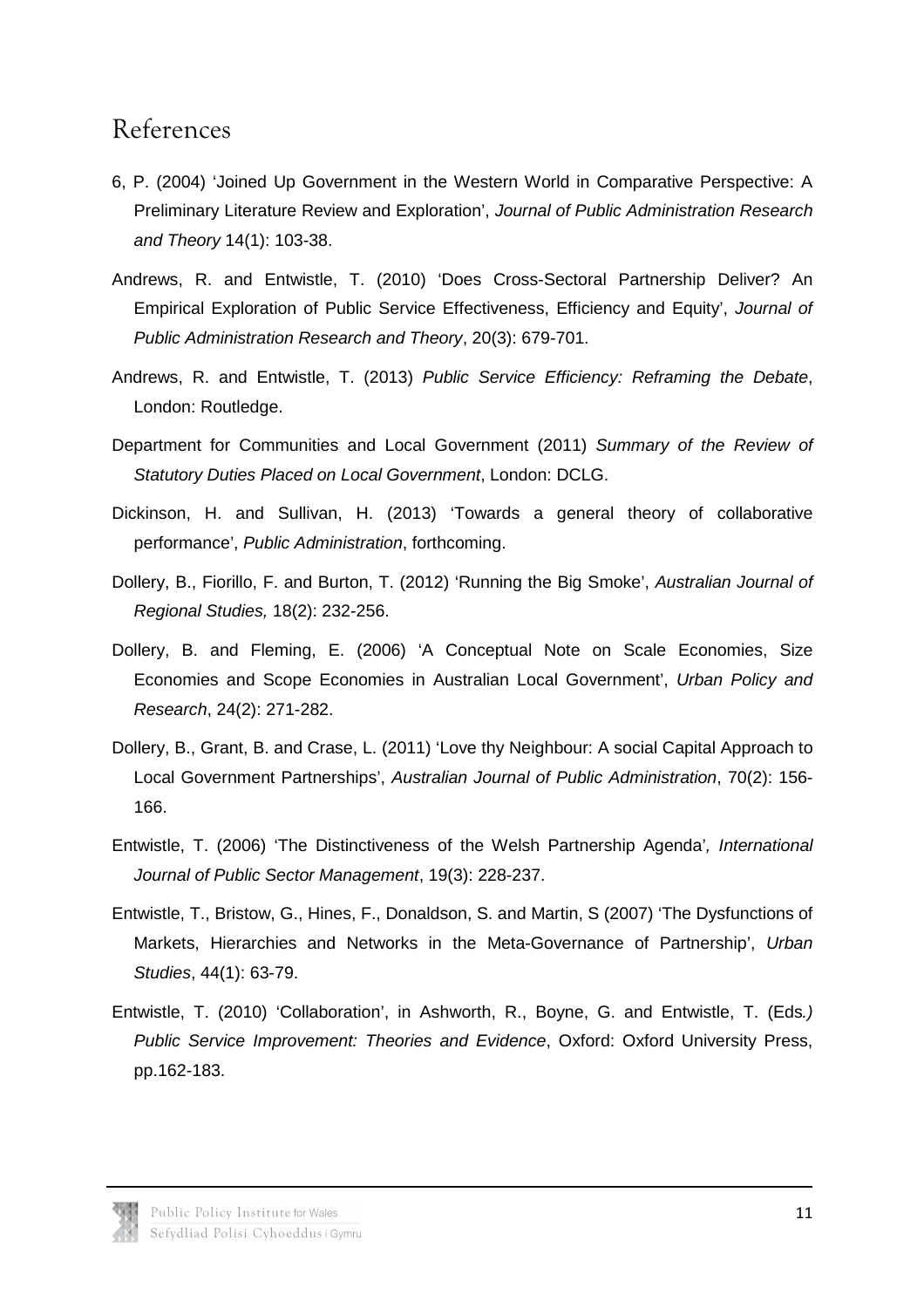# References

6, P. (2004) 'Joined Up Government in the Western World in Comparative Perspective: A Preliminary Literature Review and Exploration', *Journal of Public Administration Research and Theory* 14(1): 103-38.

Andrews, R. and Entwistle, T. (2010) 'Does Cross-Sectoral Partnership Deliver? An Empirical Exploration of Public Service Effectiveness, Efficiency and Equity', *Journal of Public Administration Research and Theory*, 20(3): 679-701.

Andrews, R. and Entwistle, T. (2013) *Public Service Efficiency: Reframing the Debate*, London: Routledge.

Department for Communities and Local Government (2011) *Summary of the Review of Statutory Duties Placed on Local Government*, London: DCLG.

Dickinson, H. and Sullivan, H. (2013) 'Towards a general theory of collaborative performance', *Public Administration*, forthcoming.

Dollery, B., Fiorillo, F. and Burton, T. (2012) 'Running the Big Smoke', *Australian Journal of Regional Studies,* 18(2): 232-256.

Dollery, B. and Fleming, E. (2006) 'A Conceptual Note on Scale Economies, Size Economies and Scope Economies in Australian Local Government', *Urban Policy and Research*, 24(2): 271-282.

Dollery, B., Grant, B. and Crase, L. (2011) 'Love thy Neighbour: A social Capital Approach to Local Government Partnerships', *Australian Journal of Public Administration*, 70(2): 156-166.

Entwistle, T. (2006) 'The Distinctiveness of the Welsh Partnership Agenda'*, International Journal of Public Sector Management*, 19(3): 228-237.

Entwistle, T., Bristow, G., Hines, F., Donaldson, S. and Martin, S (2007) 'The Dysfunctions of Markets, Hierarchies and Networks in the Meta-Governance of Partnership', *Urban Studies*, 44(1): 63-79.

Entwistle, T. (2010) 'Collaboration', in Ashworth, R., Boyne, G. and Entwistle, T. (Eds*.) Public Service Improvement: Theories and Evidence*, Oxford: Oxford University Press, pp.162-183.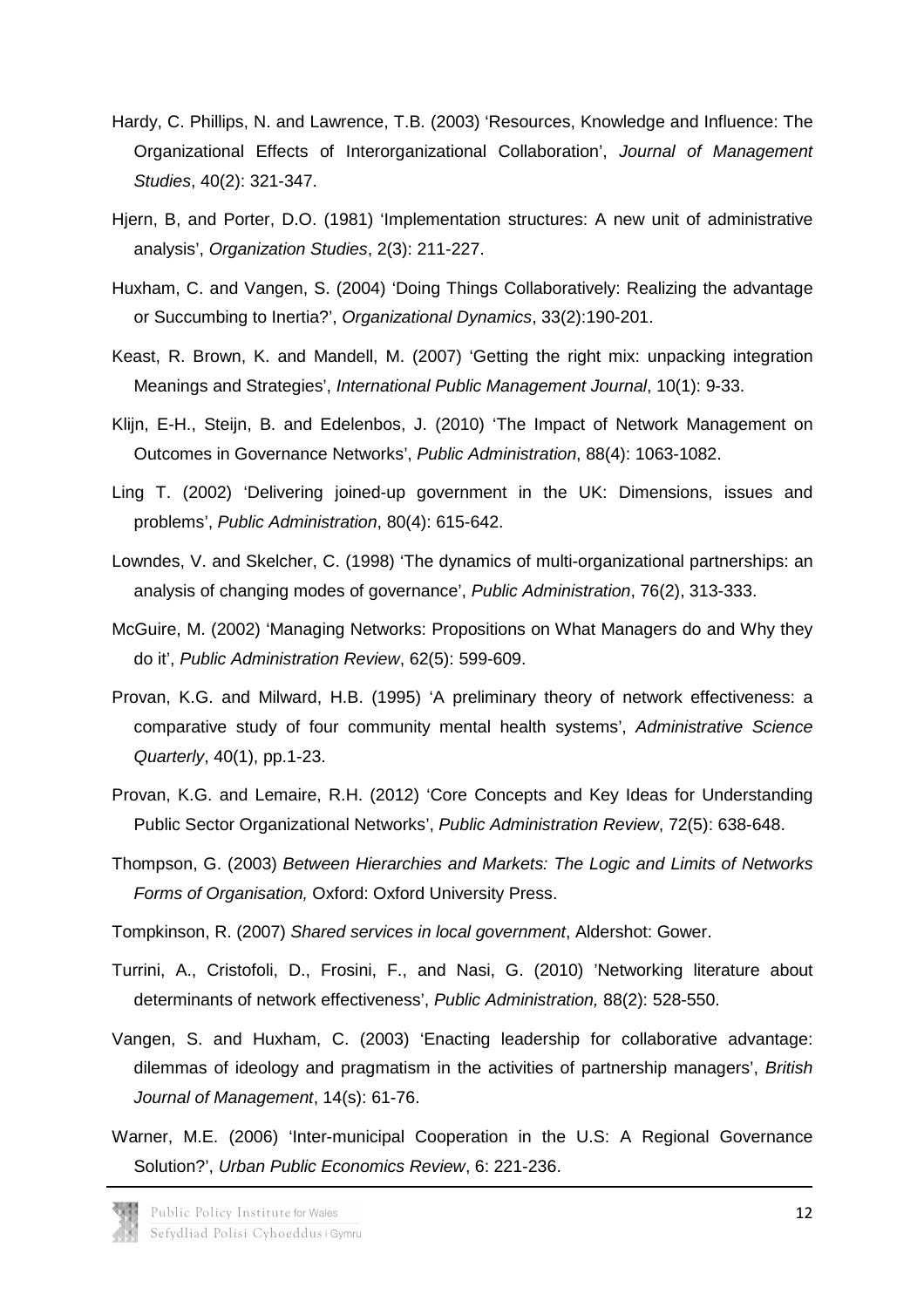Hardy, C. Phillips, N. and Lawrence, T.B. (2003) 'Resources, Knowledge and Influence: The Organizational Effects of Interorganizational Collaboration', *Journal of Management Studies*, 40(2): 321-347.

Hjern, B, and Porter, D.O. (1981) 'Implementation structures: A new unit of administrative analysis', *Organization Studies*, 2(3): 211-227.

Huxham, C. and Vangen, S. (2004) 'Doing Things Collaboratively: Realizing the advantage or Succumbing to Inertia?', *Organizational Dynamics*, 33(2):190-201.

Keast, R. Brown, K. and Mandell, M. (2007) 'Getting the right mix: unpacking integration Meanings and Strategies', *International Public Management Journal*, 10(1): 9-33.

Klijn, E-H., Steijn, B. and Edelenbos, J. (2010) 'The Impact of Network Management on Outcomes in Governance Networks', *Public Administration*, 88(4): 1063-1082.

Ling T. (2002) 'Delivering joined-up government in the UK: Dimensions, issues and problems', *Public Administration*, 80(4): 615-642.

Lowndes, V. and Skelcher, C. (1998) 'The dynamics of multi-organizational partnerships: an analysis of changing modes of governance', *Public Administration*, 76(2), 313-333.

McGuire, M. (2002) 'Managing Networks: Propositions on What Managers do and Why they do it', *Public Administration Review*, 62(5): 599-609.

Provan, K.G. and Milward, H.B. (1995) 'A preliminary theory of network effectiveness: a comparative study of four community mental health systems', *Administrative Science Quarterly*, 40(1), pp.1-23.

Provan, K.G. and Lemaire, R.H. (2012) 'Core Concepts and Key Ideas for Understanding Public Sector Organizational Networks', *Public Administration Review*, 72(5): 638-648.

Thompson, G. (2003) *Between Hierarchies and Markets: The Logic and Limits of Networks Forms of Organisation,* Oxford: Oxford University Press.

Tompkinson, R. (2007) *Shared services in local government*, Aldershot: Gower.

Turrini, A., Cristofoli, D., Frosini, F., and Nasi, G. (2010) 'Networking literature about determinants of network effectiveness', *Public Administration,* 88(2): 528-550.

Vangen, S. and Huxham, C. (2003) 'Enacting leadership for collaborative advantage: dilemmas of ideology and pragmatism in the activities of partnership managers', *British Journal of Management*, 14(s): 61-76.

Warner, M.E. (2006) 'Inter-municipal Cooperation in the U.S: A Regional Governance Solution?', *Urban Public Economics Review*, 6: 221-236.